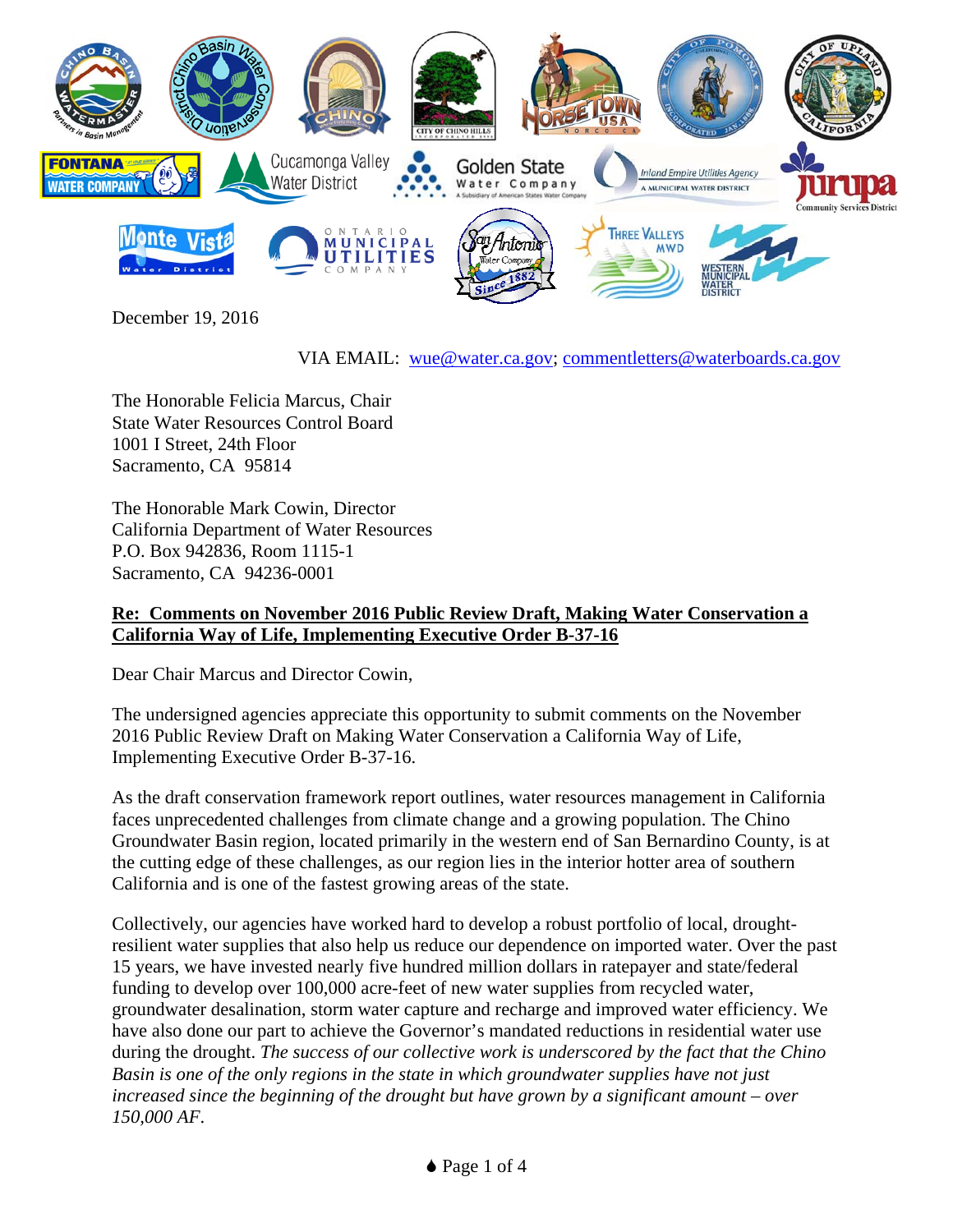December 19, 2016

VIA EMAIL: wue@water.ca.gov; commentletters@waterboards.ca.gov

The Honorable Felicia Marcus, Chair
State Water Resources Control Board
1001 I Street, 24th Floor
Sacramento, CA 95814

The Honorable Mark Cowin, Director
California Department of Water Resources
P.O. Box 942836, Room 1115-1
Sacramento, CA 94236-0001

**Re: Comments on November 2016 Public Review Draft, Making Water Conservation a California Way of Life, Implementing Executive Order B-37-16**

Dear Chair Marcus and Director Cowin,

The undersigned agencies appreciate this opportunity to submit comments on the November 2016 Public Review Draft on Making Water Conservation a California Way of Life, Implementing Executive Order B-37-16.

As the draft conservation framework report outlines, water resources management in California faces unprecedented challenges from climate change and a growing population. The Chino Groundwater Basin region, located primarily in the western end of San Bernardino County, is at the cutting edge of these challenges, as our region lies in the interior hotter area of southern California and is one of the fastest growing areas of the state.

Collectively, our agencies have worked hard to develop a robust portfolio of local, drought-resilient water supplies that also help us reduce our dependence on imported water. Over the past 15 years, we have invested nearly five hundred million dollars in ratepayer and state/federal funding to develop over 100,000 acre-feet of new water supplies from recycled water, groundwater desalination, storm water capture and recharge and improved water efficiency. We have also done our part to achieve the Governor's mandated reductions in residential water use during the drought. *The success of our collective work is underscored by the fact that the Chino Basin is one of the only regions in the state in which groundwater supplies have not just increased since the beginning of the drought but have grown by a significant amount – over 150,000 AF.*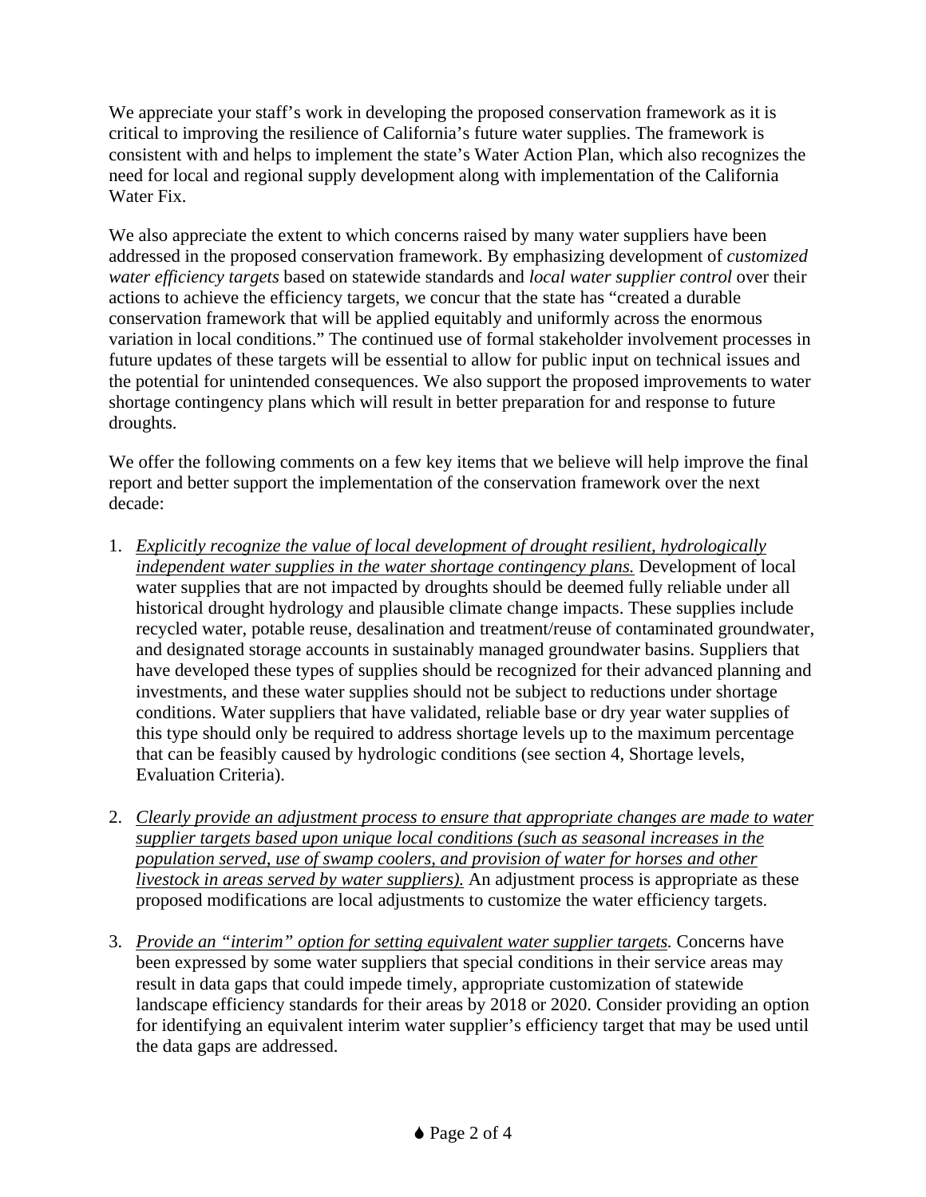We appreciate your staff's work in developing the proposed conservation framework as it is critical to improving the resilience of California's future water supplies. The framework is consistent with and helps to implement the state's Water Action Plan, which also recognizes the need for local and regional supply development along with implementation of the California Water Fix.

We also appreciate the extent to which concerns raised by many water suppliers have been addressed in the proposed conservation framework. By emphasizing development of *customized water efficiency targets* based on statewide standards and *local water supplier control* over their actions to achieve the efficiency targets, we concur that the state has "created a durable conservation framework that will be applied equitably and uniformly across the enormous variation in local conditions." The continued use of formal stakeholder involvement processes in future updates of these targets will be essential to allow for public input on technical issues and the potential for unintended consequences. We also support the proposed improvements to water shortage contingency plans which will result in better preparation for and response to future droughts.

We offer the following comments on a few key items that we believe will help improve the final report and better support the implementation of the conservation framework over the next decade:

1. <u>*Explicitly recognize the value of local development of drought resilient, hydrologically independent water supplies in the water shortage contingency plans.*</u> Development of local water supplies that are not impacted by droughts should be deemed fully reliable under all historical drought hydrology and plausible climate change impacts. These supplies include recycled water, potable reuse, desalination and treatment/reuse of contaminated groundwater, and designated storage accounts in sustainably managed groundwater basins. Suppliers that have developed these types of supplies should be recognized for their advanced planning and investments, and these water supplies should not be subject to reductions under shortage conditions. Water suppliers that have validated, reliable base or dry year water supplies of this type should only be required to address shortage levels up to the maximum percentage that can be feasibly caused by hydrologic conditions (see section 4, Shortage levels, Evaluation Criteria).

2. <u>*Clearly provide an adjustment process to ensure that appropriate changes are made to water supplier targets based upon unique local conditions (such as seasonal increases in the population served, use of swamp coolers, and provision of water for horses and other livestock in areas served by water suppliers).*</u> An adjustment process is appropriate as these proposed modifications are local adjustments to customize the water efficiency targets.

3. <u>*Provide an "interim" option for setting equivalent water supplier targets.*</u> Concerns have been expressed by some water suppliers that special conditions in their service areas may result in data gaps that could impede timely, appropriate customization of statewide landscape efficiency standards for their areas by 2018 or 2020. Consider providing an option for identifying an equivalent interim water supplier's efficiency target that may be used until the data gaps are addressed.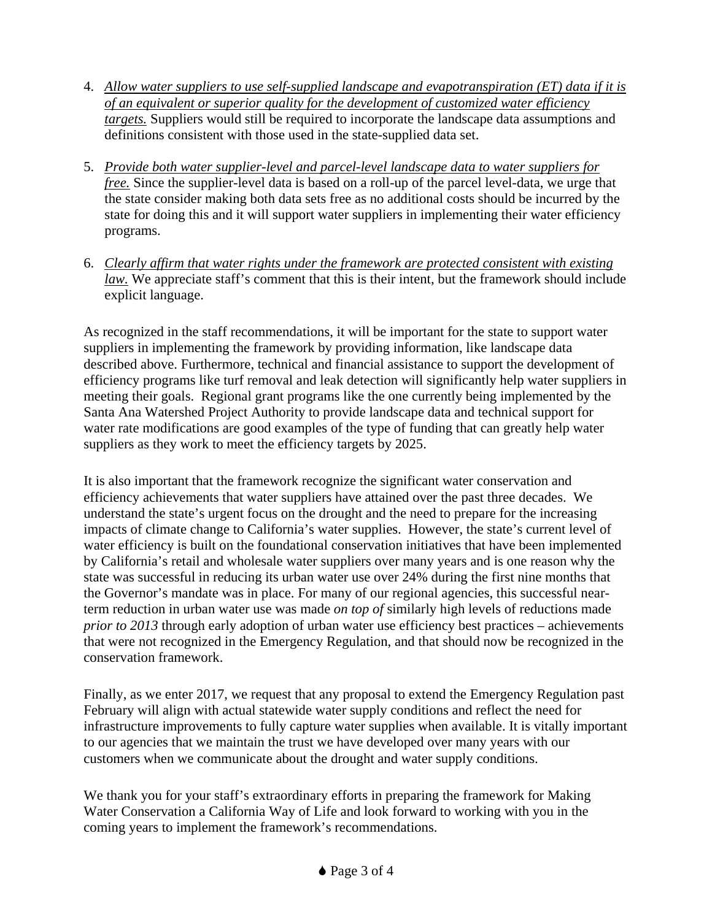4. *Allow water suppliers to use self-supplied landscape and evapotranspiration (ET) data if it is of an equivalent or superior quality for the development of customized water efficiency targets.* Suppliers would still be required to incorporate the landscape data assumptions and definitions consistent with those used in the state-supplied data set.

5. *Provide both water supplier-level and parcel-level landscape data to water suppliers for free.* Since the supplier-level data is based on a roll-up of the parcel level-data, we urge that the state consider making both data sets free as no additional costs should be incurred by the state for doing this and it will support water suppliers in implementing their water efficiency programs.

6. *Clearly affirm that water rights under the framework are protected consistent with existing law.* We appreciate staff's comment that this is their intent, but the framework should include explicit language.

As recognized in the staff recommendations, it will be important for the state to support water suppliers in implementing the framework by providing information, like landscape data described above. Furthermore, technical and financial assistance to support the development of efficiency programs like turf removal and leak detection will significantly help water suppliers in meeting their goals. Regional grant programs like the one currently being implemented by the Santa Ana Watershed Project Authority to provide landscape data and technical support for water rate modifications are good examples of the type of funding that can greatly help water suppliers as they work to meet the efficiency targets by 2025.

It is also important that the framework recognize the significant water conservation and efficiency achievements that water suppliers have attained over the past three decades. We understand the state's urgent focus on the drought and the need to prepare for the increasing impacts of climate change to California's water supplies. However, the state's current level of water efficiency is built on the foundational conservation initiatives that have been implemented by California's retail and wholesale water suppliers over many years and is one reason why the state was successful in reducing its urban water use over 24% during the first nine months that the Governor's mandate was in place. For many of our regional agencies, this successful near-term reduction in urban water use was made *on top of* similarly high levels of reductions made *prior to 2013* through early adoption of urban water use efficiency best practices – achievements that were not recognized in the Emergency Regulation, and that should now be recognized in the conservation framework.

Finally, as we enter 2017, we request that any proposal to extend the Emergency Regulation past February will align with actual statewide water supply conditions and reflect the need for infrastructure improvements to fully capture water supplies when available. It is vitally important to our agencies that we maintain the trust we have developed over many years with our customers when we communicate about the drought and water supply conditions.

We thank you for your staff's extraordinary efforts in preparing the framework for Making Water Conservation a California Way of Life and look forward to working with you in the coming years to implement the framework's recommendations.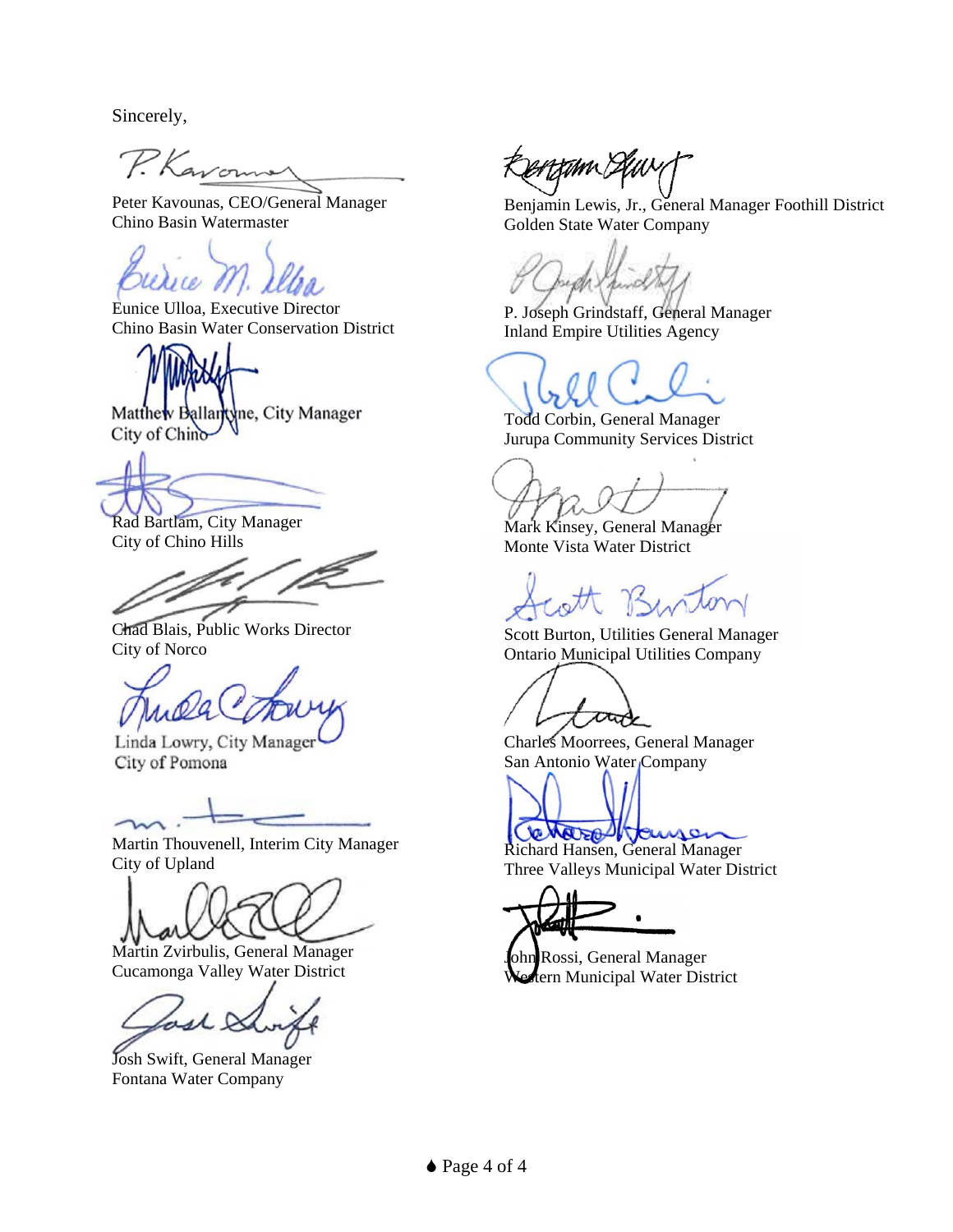Sincerely,

Peter Kavounas, CEO/General Manager
Chino Basin Watermaster

Eunice Ulloa, Executive Director
Chino Basin Water Conservation District

Matthew Ballantyne, City Manager
City of Chino

Rad Bartlam, City Manager
City of Chino Hills

Chad Blais, Public Works Director
City of Norco

Linda Lowry, City Manager
City of Pomona

Martin Thouvenell, Interim City Manager
City of Upland

Martin Zvirbulis, General Manager
Cucamonga Valley Water District

Josh Swift, General Manager
Fontana Water Company

Benjamin Lewis, Jr., General Manager Foothill District
Golden State Water Company

P. Joseph Grindstaff, General Manager
Inland Empire Utilities Agency

Todd Corbin, General Manager
Jurupa Community Services District

Mark Kinsey, General Manager
Monte Vista Water District

Scott Burton, Utilities General Manager
Ontario Municipal Utilities Company

Charles Moorrees, General Manager
San Antonio Water Company

Richard Hansen, General Manager
Three Valleys Municipal Water District

John Rossi, General Manager
Western Municipal Water District